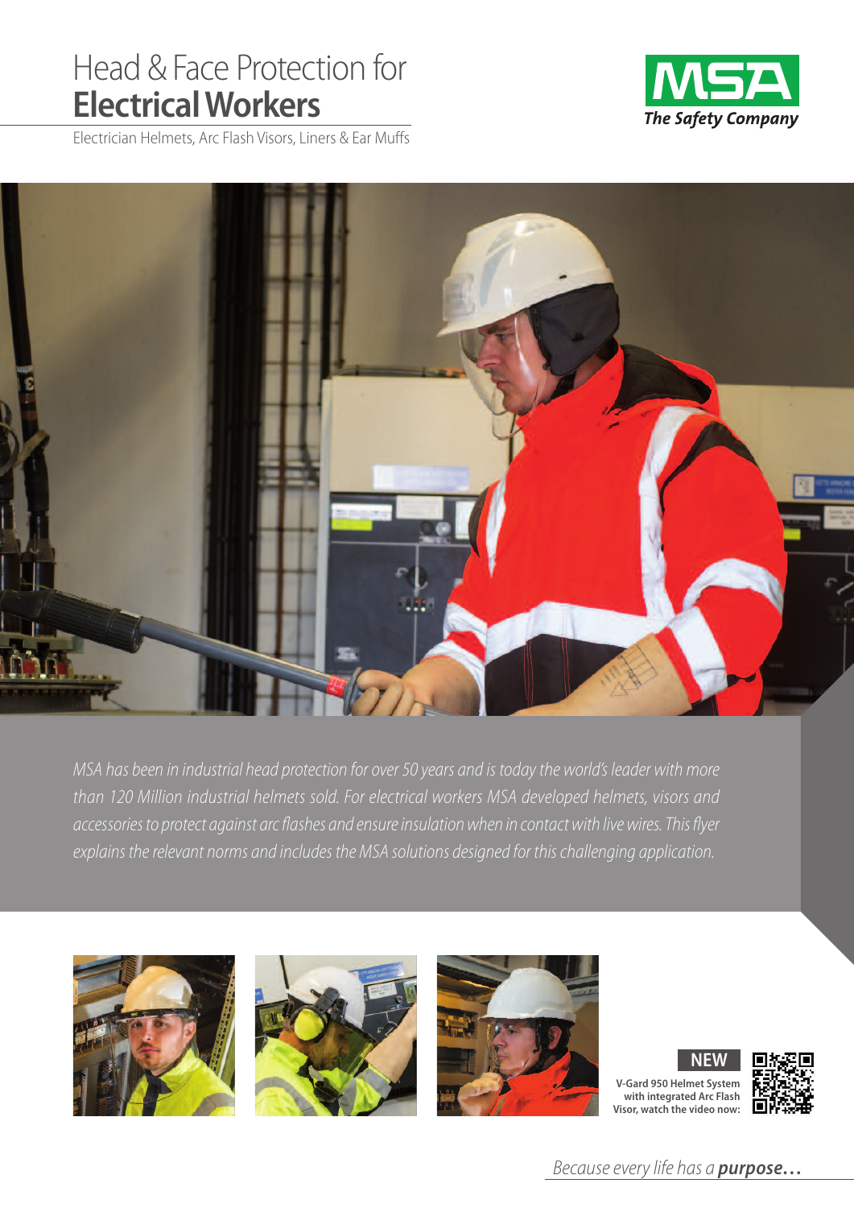# Head & Face Protection for **Electrical Workers**

Electrician Helmets, Arc Flash Visors, Liners & Ear Muffs

MSA
*The Safety Company*

*MSA has been in industrial head protection for over 50 years and is today the world's leader with more than 120 Million industrial helmets sold. For electrical workers MSA developed helmets, visors and accessories to protect against arc flashes and ensure insulation when in contact with live wires. This flyer explains the relevant norms and includes the MSA solutions designed for this challenging application.*

**NEW**

**V-Gard 950 Helmet System with integrated Arc Flash Visor, watch the video now:**

*Because every life has a* ***purpose…***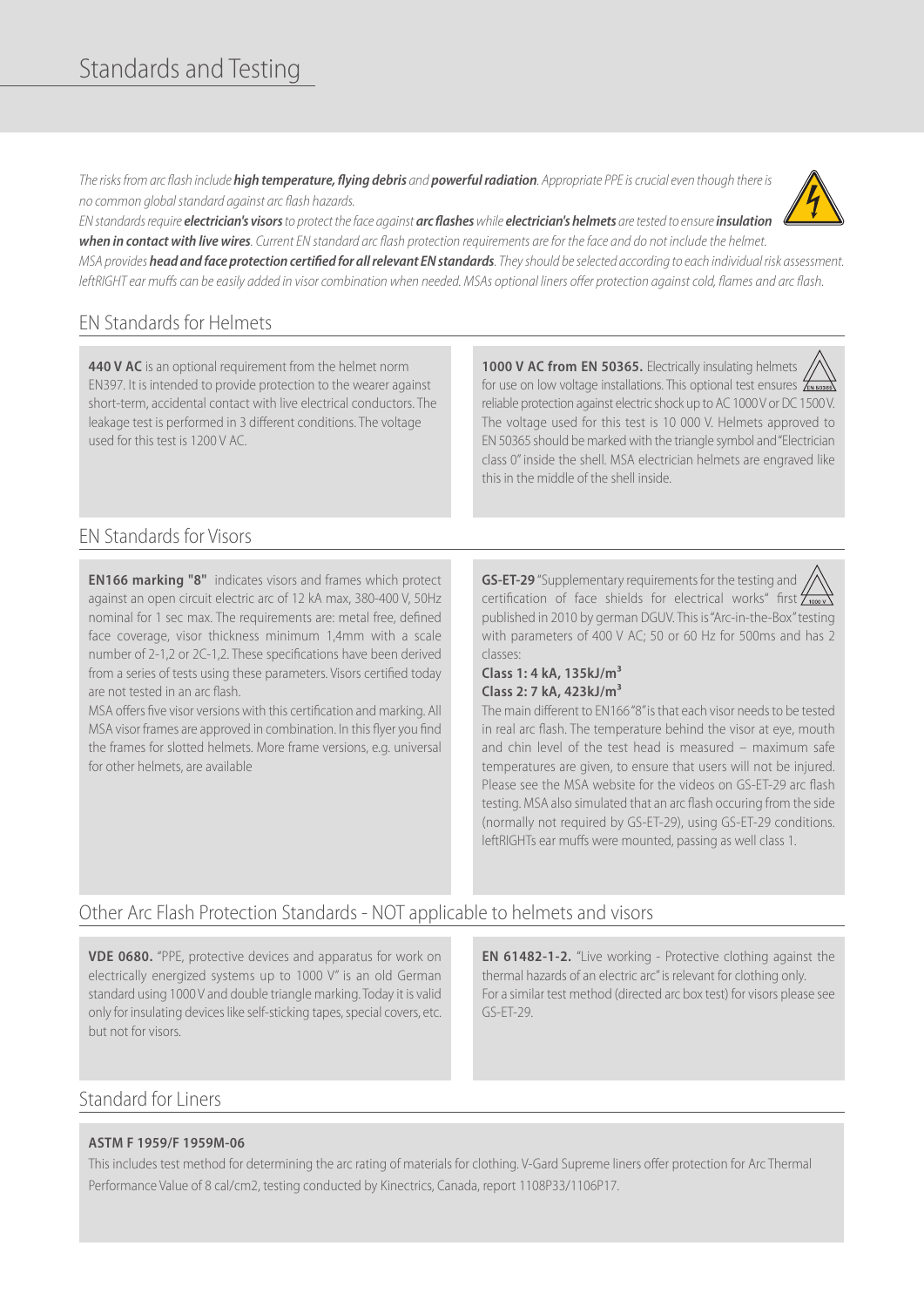# Standards and Testing

*The risks from arc flash include **high temperature, flying debris** and **powerful radiation**. Appropriate PPE is crucial even though there is no common global standard against arc flash hazards.*

*EN standards require **electrician's visors** to protect the face against **arc flashes** while **electrician's helmets** are tested to ensure **insulation when in contact with live wires**. Current EN standard arc flash protection requirements are for the face and do not include the helmet.*

*MSA provides **head and face protection certified for all relevant EN standards**. They should be selected according to each individual risk assessment. leftRIGHT ear muffs can be easily added in visor combination when needed. MSAs optional liners offer protection against cold, flames and arc flash.*

## EN Standards for Helmets

**440 V AC** is an optional requirement from the helmet norm EN397. It is intended to provide protection to the wearer against short-term, accidental contact with live electrical conductors. The leakage test is performed in 3 different conditions. The voltage used for this test is 1200 V AC.

**1000 V AC from EN 50365.** Electrically insulating helmets for use on low voltage installations. This optional test ensures reliable protection against electric shock up to AC 1000 V or DC 1500 V. The voltage used for this test is 10 000 V. Helmets approved to EN 50365 should be marked with the triangle symbol and "Electrician class 0" inside the shell. MSA electrician helmets are engraved like this in the middle of the shell inside.

## EN Standards for Visors

**EN166 marking "8"** indicates visors and frames which protect against an open circuit electric arc of 12 kA max, 380-400 V, 50Hz nominal for 1 sec max. The requirements are: metal free, defined face coverage, visor thickness minimum 1,4mm with a scale number of 2-1,2 or 2C-1,2. These specifications have been derived from a series of tests using these parameters. Visors certified today are not tested in an arc flash.

MSA offers five visor versions with this certification and marking. All MSA visor frames are approved in combination. In this flyer you find the frames for slotted helmets. More frame versions, e.g. universal for other helmets, are available

**GS-ET-29** "Supplementary requirements for the testing and certification of face shields for electrical works" first published in 2010 by german DGUV. This is "Arc-in-the-Box" testing with parameters of 400 V AC; 50 or 60 Hz for 500ms and has 2 classes:

**Class 1: 4 kA, 135kJ/m³**
**Class 2: 7 kA, 423kJ/m³**

The main different to EN166 "8" is that each visor needs to be tested in real arc flash. The temperature behind the visor at eye, mouth and chin level of the test head is measured – maximum safe temperatures are given, to ensure that users will not be injured. Please see the MSA website for the videos on GS-ET-29 arc flash testing. MSA also simulated that an arc flash occuring from the side (normally not required by GS-ET-29), using GS-ET-29 conditions. leftRIGHTs ear muffs were mounted, passing as well class 1.

## Other Arc Flash Protection Standards - NOT applicable to helmets and visors

**VDE 0680.** "PPE, protective devices and apparatus for work on electrically energized systems up to 1000 V" is an old German standard using 1000 V and double triangle marking. Today it is valid only for insulating devices like self-sticking tapes, special covers, etc. but not for visors.

**EN 61482-1-2.** "Live working - Protective clothing against the thermal hazards of an electric arc" is relevant for clothing only. For a similar test method (directed arc box test) for visors please see GS-ET-29.

## Standard for Liners

**ASTM F 1959/F 1959M-06**

This includes test method for determining the arc rating of materials for clothing. V-Gard Supreme liners offer protection for Arc Thermal Performance Value of 8 cal/cm2, testing conducted by Kinectrics, Canada, report 1108P33/1106P17.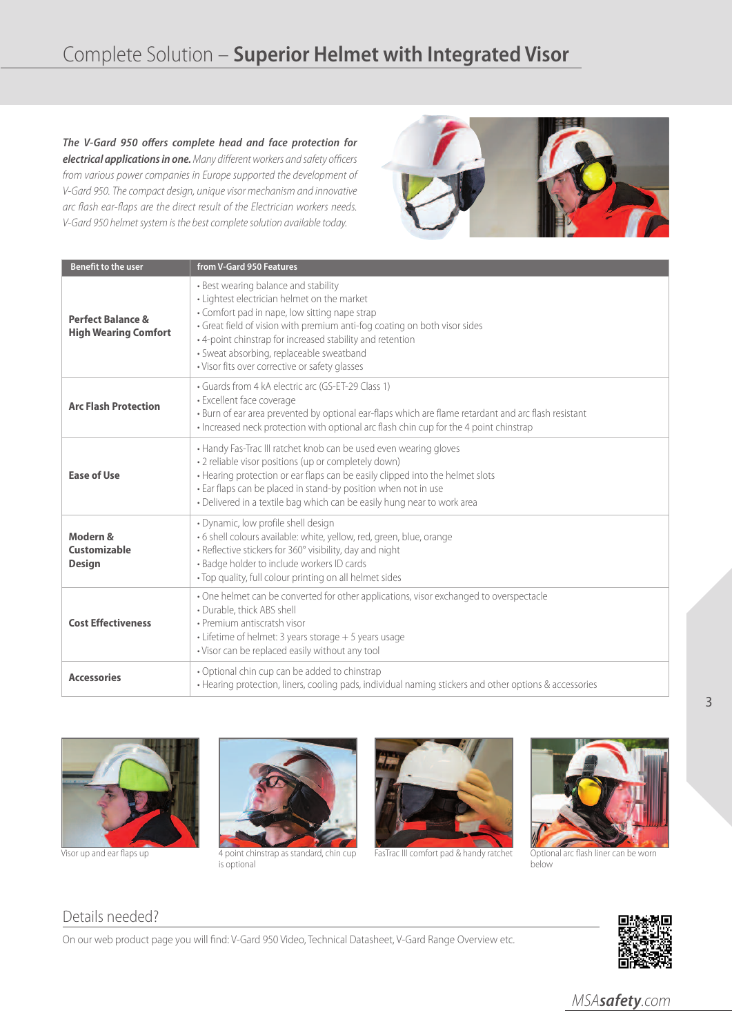# Complete Solution – **Superior Helmet with Integrated Visor**

***The V-Gard 950 offers complete head and face protection for electrical applications in one.*** *Many different workers and safety officers from various power companies in Europe supported the development of V-Gard 950. The compact design, unique visor mechanism and innovative arc flash ear-flaps are the direct result of the Electrician workers needs. V-Gard 950 helmet system is the best complete solution available today.*

| Benefit to the user | from V-Gard 950 Features |
|---|---|
| **Perfect Balance & High Wearing Comfort** | • Best wearing balance and stability<br>• Lightest electrician helmet on the market<br>• Comfort pad in nape, low sitting nape strap<br>• Great field of vision with premium anti-fog coating on both visor sides<br>• 4-point chinstrap for increased stability and retention<br>• Sweat absorbing, replaceable sweatband<br>• Visor fits over corrective or safety glasses |
| **Arc Flash Protection** | • Guards from 4 kA electric arc (GS-ET-29 Class 1)<br>• Excellent face coverage<br>• Burn of ear area prevented by optional ear-flaps which are flame retardant and arc flash resistant<br>• Increased neck protection with optional arc flash chin cup for the 4 point chinstrap |
| **Ease of Use** | • Handy Fas-Trac III ratchet knob can be used even wearing gloves<br>• 2 reliable visor positions (up or completely down)<br>• Hearing protection or ear flaps can be easily clipped into the helmet slots<br>• Ear flaps can be placed in stand-by position when not in use<br>• Delivered in a textile bag which can be easily hung near to work area |
| **Modern & Customizable Design** | • Dynamic, low profile shell design<br>• 6 shell colours available: white, yellow, red, green, blue, orange<br>• Reflective stickers for 360° visibility, day and night<br>• Badge holder to include workers ID cards<br>• Top quality, full colour printing on all helmet sides |
| **Cost Effectiveness** | • One helmet can be converted for other applications, visor exchanged to overspectacle<br>• Durable, thick ABS shell<br>• Premium antiscratsh visor<br>• Lifetime of helmet: 3 years storage + 5 years usage<br>• Visor can be replaced easily without any tool |
| **Accessories** | • Optional chin cup can be added to chinstrap<br>• Hearing protection, liners, cooling pads, individual naming stickers and other options & accessories |

Visor up and ear flaps up

4 point chinstrap as standard, chin cup is optional

FasTrac III comfort pad & handy ratchet

Optional arc flash liner can be worn below

## Details needed?

On our web product page you will find: V-Gard 950 Video, Technical Datasheet, V-Gard Range Overview etc.

MSA**safety**.com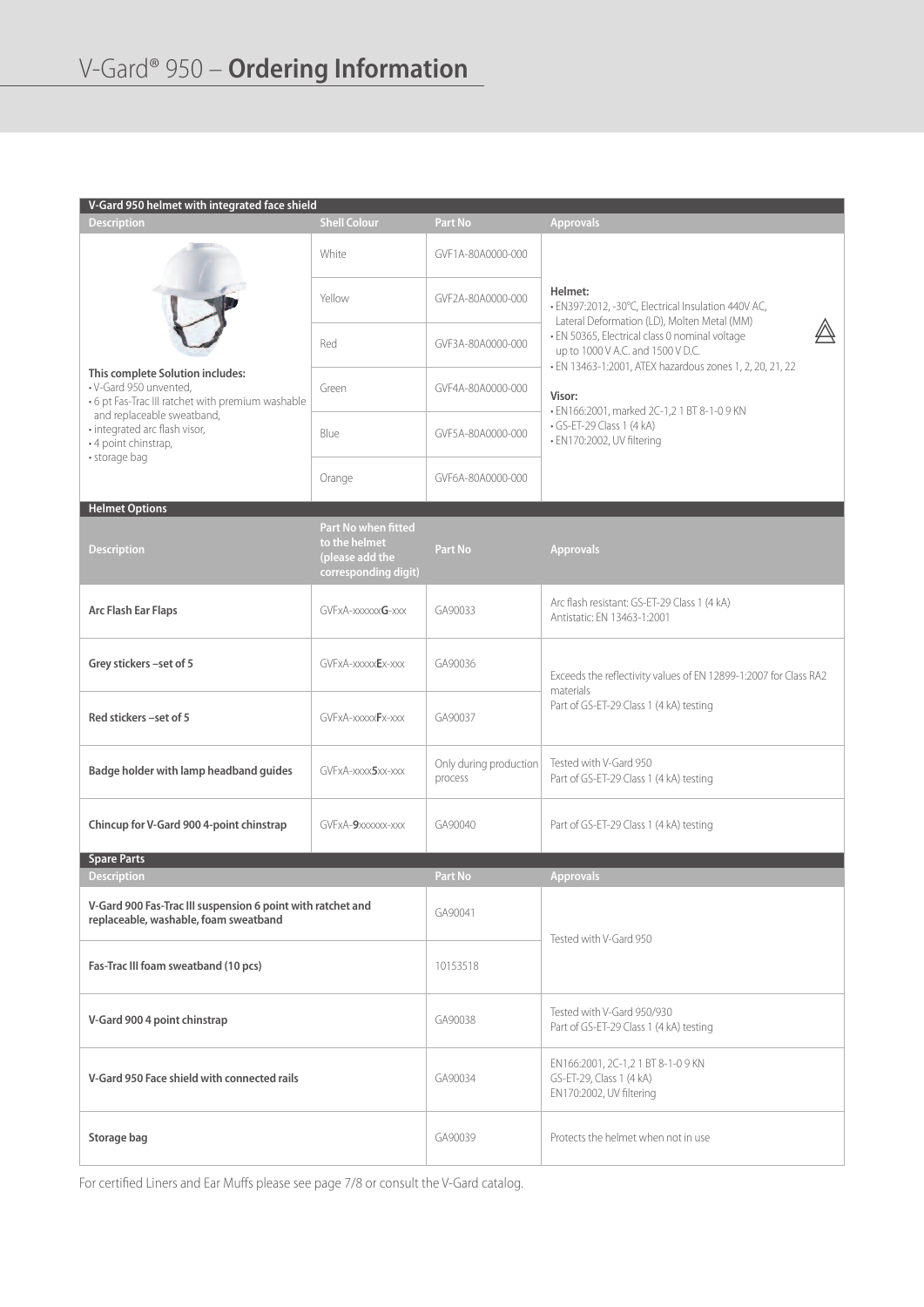# V-Gard® 950 – **Ordering Information**

| V-Gard 950 helmet with integrated face shield | | | |
|---|---|---|---|
| **Description** | **Shell Colour** | **Part No** | **Approvals** |
| **This complete Solution includes:**<br>• V-Gard 950 unvented,<br>• 6 pt Fas-Trac III ratchet with premium washable and replaceable sweatband,<br>• integrated arc flash visor,<br>• 4 point chinstrap,<br>• storage bag | White | GVF1A-80A0000-000 | **Helmet:**<br>• EN397:2012, -30°C, Electrical Insulation 440V AC, Lateral Deformation (LD), Molten Metal (MM)<br>• EN 50365, Electrical class 0 nominal voltage up to 1000 V A.C. and 1500 V D.C.<br>• EN 13463-1:2001, ATEX hazardous zones 1, 2, 20, 21, 22<br>**Visor:**<br>• EN166:2001, marked 2C-1,2 1 BT 8-1-0 9 KN<br>• GS-ET-29 Class 1 (4 kA)<br>• EN170:2002, UV filtering |
| | Yellow | GVF2A-80A0000-000 | |
| | Red | GVF3A-80A0000-000 | |
| | Green | GVF4A-80A0000-000 | |
| | Blue | GVF5A-80A0000-000 | |
| | Orange | GVF6A-80A0000-000 | |

| Helmet Options | | | |
|---|---|---|---|
| **Description** | **Part No when fitted to the helmet (please add the corresponding digit)** | **Part No** | **Approvals** |
| **Arc Flash Ear Flaps** | GVFxA-xxxxxx**G**-xxx | GA90033 | Arc flash resistant: GS-ET-29 Class 1 (4 kA)<br>Antistatic: EN 13463-1:2001 |
| **Grey stickers –set of 5** | GVFxA-xxxxx**E**x-xxx | GA90036 | Exceeds the reflectivity values of EN 12899-1:2007 for Class RA2 materials<br>Part of GS-ET-29 Class 1 (4 kA) testing |
| **Red stickers –set of 5** | GVFxA-xxxxx**F**x-xxx | GA90037 | |
| **Badge holder with lamp headband guides** | GVFxA-xxxx**5**xx-xxx | Only during production process | Tested with V-Gard 950<br>Part of GS-ET-29 Class 1 (4 kA) testing |
| **Chincup for V-Gard 900 4-point chinstrap** | GVFxA-**9**xxxxxx-xxx | GA90040 | Part of GS-ET-29 Class 1 (4 kA) testing |

| Spare Parts | | |
|---|---|---|
| **Description** | **Part No** | **Approvals** |
| **V-Gard 900 Fas-Trac III suspension 6 point with ratchet and replaceable, washable, foam sweatband** | GA90041 | Tested with V-Gard 950 |
| **Fas-Trac III foam sweatband (10 pcs)** | 10153518 | |
| **V-Gard 900 4 point chinstrap** | GA90038 | Tested with V-Gard 950/930<br>Part of GS-ET-29 Class 1 (4 kA) testing |
| **V-Gard 950 Face shield with connected rails** | GA90034 | EN166:2001, 2C-1,2 1 BT 8-1-0 9 KN<br>GS-ET-29, Class 1 (4 kA)<br>EN170:2002, UV filtering |
| **Storage bag** | GA90039 | Protects the helmet when not in use |

For certified Liners and Ear Muffs please see page 7/8 or consult the V-Gard catalog.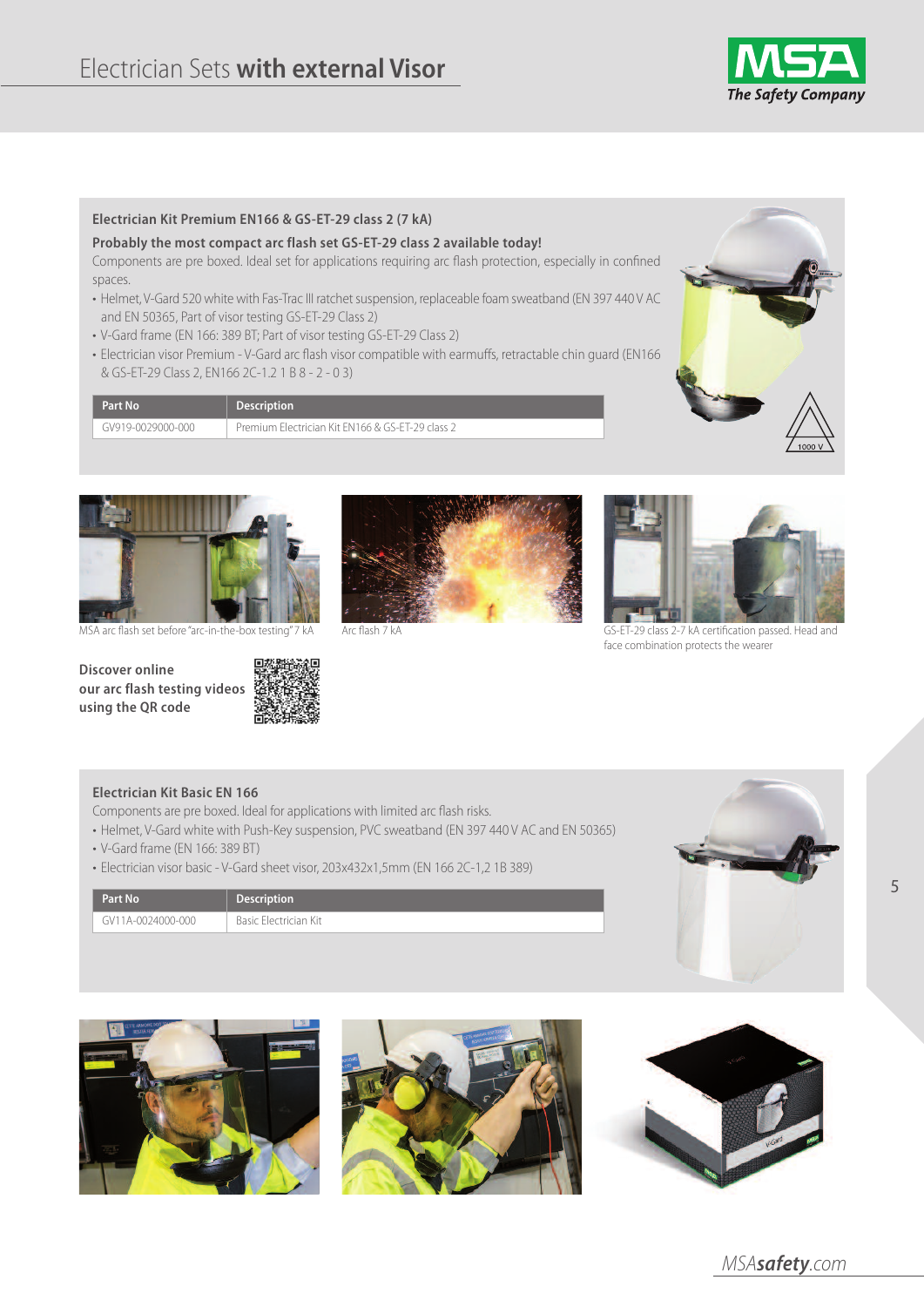# Electrician Sets **with external Visor**

### Electrician Kit Premium EN166 & GS-ET-29 class 2 (7 kA)

**Probably the most compact arc flash set GS-ET-29 class 2 available today!**

Components are pre boxed. Ideal set for applications requiring arc flash protection, especially in confined spaces.

- Helmet, V-Gard 520 white with Fas-Trac III ratchet suspension, replaceable foam sweatband (EN 397 440 V AC and EN 50365, Part of visor testing GS-ET-29 Class 2)
- V-Gard frame (EN 166: 389 BT; Part of visor testing GS-ET-29 Class 2)
- Electrician visor Premium - V-Gard arc flash visor compatible with earmuffs, retractable chin guard (EN166 & GS-ET-29 Class 2, EN166 2C-1.2 1 B 8 - 2 - 0 3)

| Part No | Description |
|---|---|
| GV919-0029000-000 | Premium Electrician Kit EN166 & GS-ET-29 class 2 |

1000 V

MSA arc flash set before "arc-in-the-box testing" 7 kA

Arc flash 7 kA

GS-ET-29 class 2-7 kA certification passed. Head and face combination protects the wearer

**Discover online our arc flash testing videos using the QR code**

### Electrician Kit Basic EN 166

Components are pre boxed. Ideal for applications with limited arc flash risks.

- Helmet, V-Gard white with Push-Key suspension, PVC sweatband (EN 397 440 V AC and EN 50365)
- V-Gard frame (EN 166: 389 BT)
- Electrician visor basic - V-Gard sheet visor, 203x432x1,5mm (EN 166 2C-1,2 1B 389)

| Part No | Description |
|---|---|
| GV11A-0024000-000 | Basic Electrician Kit |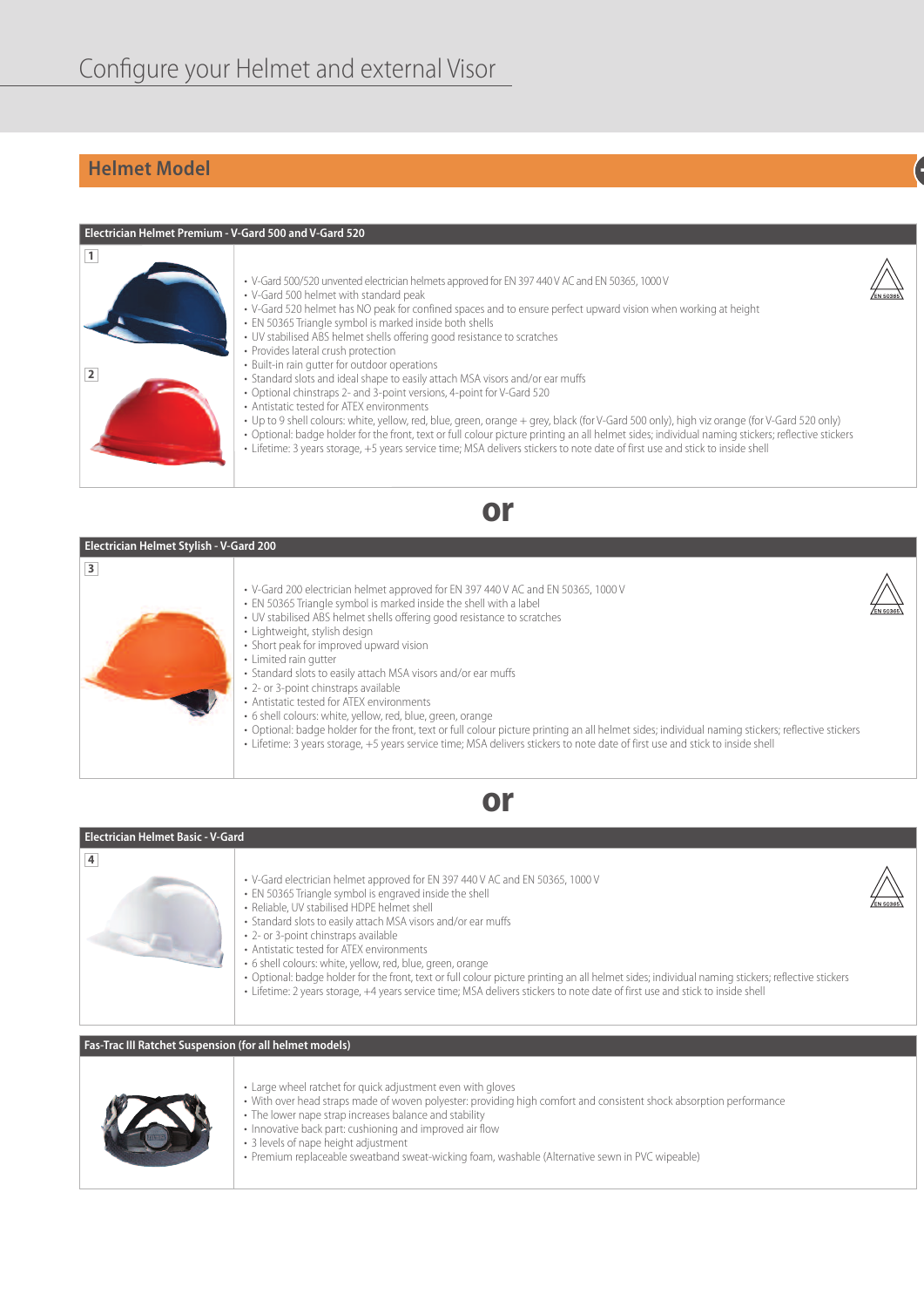# Configure your Helmet and external Visor

## Helmet Model

### Electrician Helmet Premium - V-Gard 500 and V-Gard 520

1

2

- V-Gard 500/520 unvented electrician helmets approved for EN 397 440 V AC and EN 50365, 1000 V
- V-Gard 500 helmet with standard peak
- V-Gard 520 helmet has NO peak for confined spaces and to ensure perfect upward vision when working at height
- EN 50365 Triangle symbol is marked inside both shells
- UV stabilised ABS helmet shells offering good resistance to scratches
- Provides lateral crush protection
- Built-in rain gutter for outdoor operations
- Standard slots and ideal shape to easily attach MSA visors and/or ear muffs
- Optional chinstraps 2- and 3-point versions, 4-point for V-Gard 520
- Antistatic tested for ATEX environments
- Up to 9 shell colours: white, yellow, red, blue, green, orange + grey, black (for V-Gard 500 only), high viz orange (for V-Gard 520 only)
- Optional: badge holder for the front, text or full colour picture printing an all helmet sides; individual naming stickers; reflective stickers
- Lifetime: 3 years storage, +5 years service time; MSA delivers stickers to note date of first use and stick to inside shell

EN 50365

**or**

### Electrician Helmet Stylish - V-Gard 200

3

- V-Gard 200 electrician helmet approved for EN 397 440 V AC and EN 50365, 1000 V
- EN 50365 Triangle symbol is marked inside the shell with a label
- UV stabilised ABS helmet shells offering good resistance to scratches
- Lightweight, stylish design
- Short peak for improved upward vision
- Limited rain gutter
- Standard slots to easily attach MSA visors and/or ear muffs
- 2- or 3-point chinstraps available
- Antistatic tested for ATEX environments
- 6 shell colours: white, yellow, red, blue, green, orange
- Optional: badge holder for the front, text or full colour picture printing an all helmet sides; individual naming stickers; reflective stickers
- Lifetime: 3 years storage, +5 years service time; MSA delivers stickers to note date of first use and stick to inside shell

EN 50365

**or**

### Electrician Helmet Basic - V-Gard

4

- V-Gard electrician helmet approved for EN 397 440 V AC and EN 50365, 1000 V
- EN 50365 Triangle symbol is engraved inside the shell
- Reliable, UV stabilised HDPE helmet shell
- Standard slots to easily attach MSA visors and/or ear muffs
- 2- or 3-point chinstraps available
- Antistatic tested for ATEX environments
- 6 shell colours: white, yellow, red, blue, green, orange
- Optional: badge holder for the front, text or full colour picture printing an all helmet sides; individual naming stickers; reflective stickers
- Lifetime: 2 years storage, +4 years service time; MSA delivers stickers to note date of first use and stick to inside shell

EN 50365

### Fas-Trac III Ratchet Suspension (for all helmet models)

- Large wheel ratchet for quick adjustment even with gloves
- With over head straps made of woven polyester: providing high comfort and consistent shock absorption performance
- The lower nape strap increases balance and stability
- Innovative back part: cushioning and improved air flow
- 3 levels of nape height adjustment
- Premium replaceable sweatband sweat-wicking foam, washable (Alternative sewn in PVC wipeable)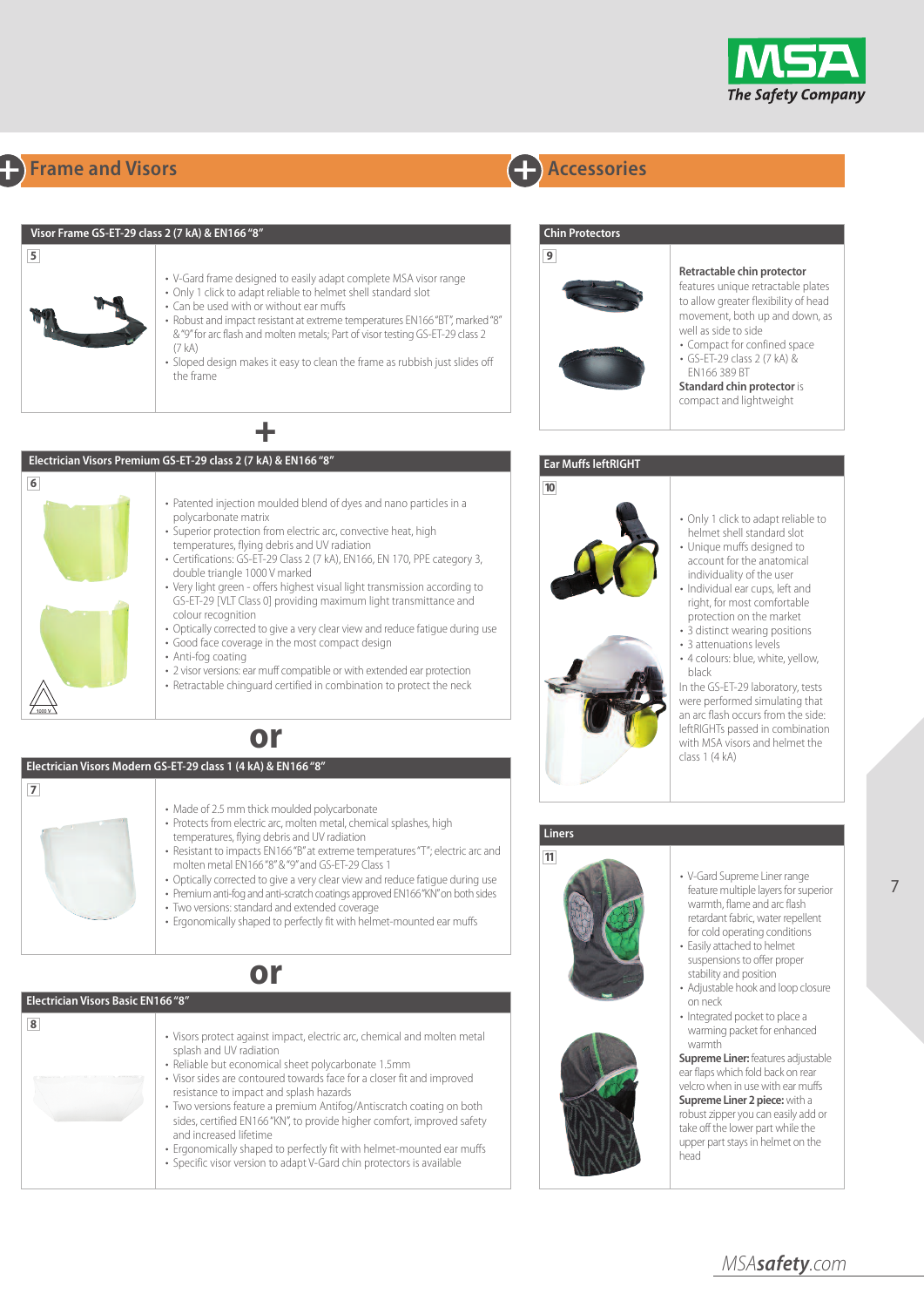## Frame and Visors

### Visor Frame GS-ET-29 class 2 (7 kA) & EN166 "8"

5

- V-Gard frame designed to easily adapt complete MSA visor range
- Only 1 click to adapt reliable to helmet shell standard slot
- Can be used with or without ear muffs
- Robust and impact resistant at extreme temperatures EN166 "BT", marked "8" & "9" for arc flash and molten metals; Part of visor testing GS-ET-29 class 2 (7 kA)
- Sloped design makes it easy to clean the frame as rubbish just slides off the frame

+

### Electrician Visors Premium GS-ET-29 class 2 (7 kA) & EN166 "8"

6

- Patented injection moulded blend of dyes and nano particles in a polycarbonate matrix
- Superior protection from electric arc, convective heat, high temperatures, flying debris and UV radiation
- Certifications: GS-ET-29 Class 2 (7 kA), EN166, EN 170, PPE category 3, double triangle 1000 V marked
- Very light green - offers highest visual light transmission according to GS-ET-29 [VLT Class 0] providing maximum light transmittance and colour recognition
- Optically corrected to give a very clear view and reduce fatigue during use
- Good face coverage in the most compact design
- Anti-fog coating
- 2 visor versions: ear muff compatible or with extended ear protection
- Retractable chinguard certified in combination to protect the neck

1000 V

**or**

### Electrician Visors Modern GS-ET-29 class 1 (4 kA) & EN166 "8"

7

- Made of 2.5 mm thick moulded polycarbonate
- Protects from electric arc, molten metal, chemical splashes, high temperatures, flying debris and UV radiation
- Resistant to impacts EN166 "B" at extreme temperatures "T"; electric arc and molten metal EN166 "8" & "9" and GS-ET-29 Class 1
- Optically corrected to give a very clear view and reduce fatigue during use
- Premium anti-fog and anti-scratch coatings approved EN166 "KN" on both sides
- Two versions: standard and extended coverage
- Ergonomically shaped to perfectly fit with helmet-mounted ear muffs

**or**

### Electrician Visors Basic EN166 "8"

8

- Visors protect against impact, electric arc, chemical and molten metal splash and UV radiation
- Reliable but economical sheet polycarbonate 1.5mm
- Visor sides are contoured towards face for a closer fit and improved resistance to impact and splash hazards
- Two versions feature a premium Antifog/Antiscratch coating on both sides, certified EN166 "KN", to provide higher comfort, improved safety and increased lifetime
- Ergonomically shaped to perfectly fit with helmet-mounted ear muffs
- Specific visor version to adapt V-Gard chin protectors is available

## Accessories

### Chin Protectors

9

**Retractable chin protector** features unique retractable plates to allow greater flexibility of head movement, both up and down, as well as side to side

- Compact for confined space
- GS-ET-29 class 2 (7 kA) & EN166 389 BT

**Standard chin protector** is compact and lightweight

### Ear Muffs leftRIGHT

10

- Only 1 click to adapt reliable to helmet shell standard slot
- Unique muffs designed to account for the anatomical individuality of the user
- Individual ear cups, left and right, for most comfortable protection on the market
- 3 distinct wearing positions
- 3 attenuations levels
- 4 colours: blue, white, yellow, black

In the GS-ET-29 laboratory, tests were performed simulating that an arc flash occurs from the side: leftRIGHTs passed in combination with MSA visors and helmet the class 1 (4 kA)

### Liners

11

- V-Gard Supreme Liner range feature multiple layers for superior warmth, flame and arc flash retardant fabric, water repellent for cold operating conditions
- Easily attached to helmet suspensions to offer proper stability and position
- Adjustable hook and loop closure on neck
- Integrated pocket to place a warming packet for enhanced warmth

**Supreme Liner:** features adjustable ear flaps which fold back on rear velcro when in use with ear muffs

**Supreme Liner 2 piece:** with a robust zipper you can easily add or take off the lower part while the upper part stays in helmet on the head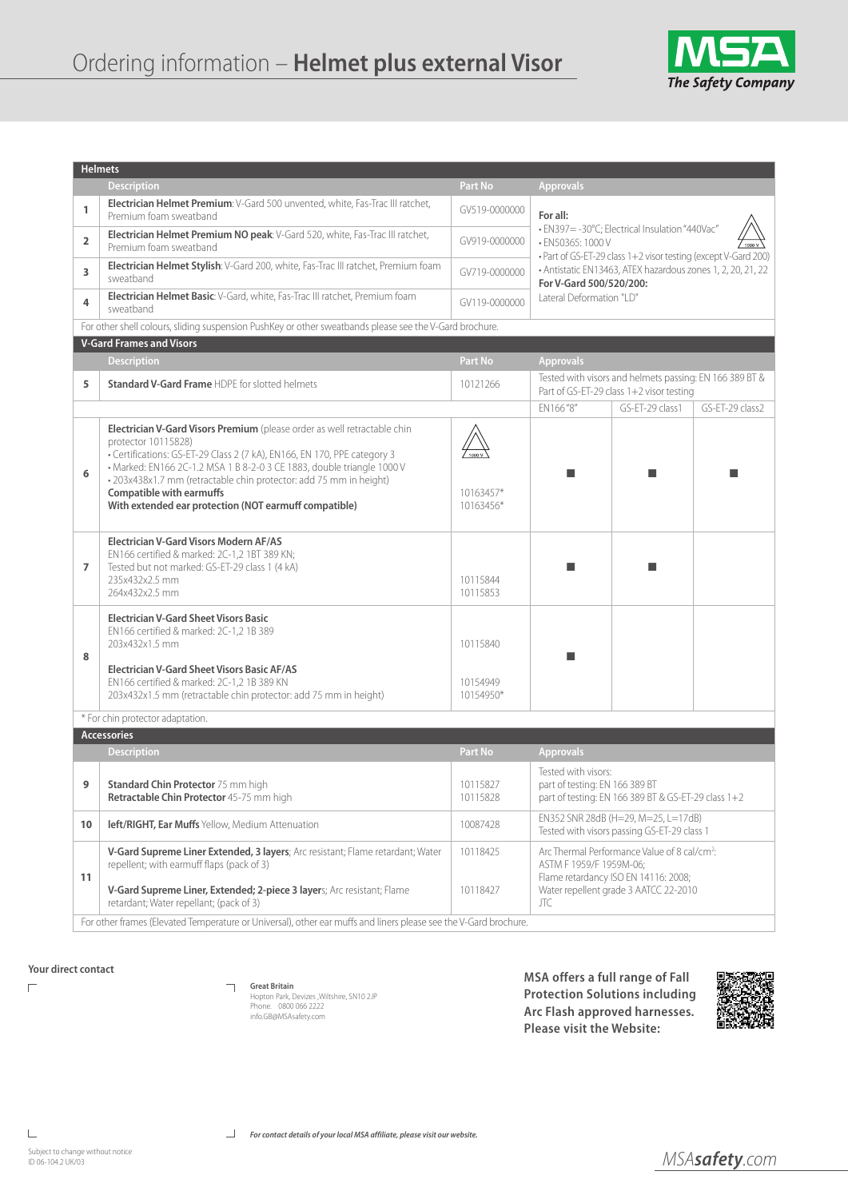# Ordering information – **Helmet plus external Visor**

| | Helmets | | | | |
|---|---|---|---|---|---|
| | **Description** | **Part No** | **Approvals** | | |
| 1 | **Electrician Helmet Premium**: V-Gard 500 unvented, white, Fas-Trac III ratchet, Premium foam sweatband | GV519-0000000 | **For all:** • EN397= -30°C; Electrical Insulation "440Vac" • EN50365: 1000 V • Part of GS-ET-29 class 1+2 visor testing (except V-Gard 200) • Antistatic EN13463, ATEX hazardous zones 1, 2, 20, 21, 22 **For V-Gard 500/520/200:** Lateral Deformation "LD" | | |
| 2 | **Electrician Helmet Premium NO peak**: V-Gard 520, white, Fas-Trac III ratchet, Premium foam sweatband | GV919-0000000 | | | |
| 3 | **Electrician Helmet Stylish**: V-Gard 200, white, Fas-Trac III ratchet, Premium foam sweatband | GV719-0000000 | | | |
| 4 | **Electrician Helmet Basic**: V-Gard, white, Fas-Trac III ratchet, Premium foam sweatband | GV119-0000000 | | | |
| | For other shell colours, sliding suspension PushKey or other sweatbands please see the V-Gard brochure. | | | | |
| | **V-Gard Frames and Visors** | | | | |
| | **Description** | **Part No** | **Approvals** | | |
| 5 | **Standard V-Gard Frame** HDPE for slotted helmets | 10121266 | Tested with visors and helmets passing: EN 166 389 BT & Part of GS-ET-29 class 1+2 visor testing | | |
| | | | EN166 "8" | GS-ET-29 class1 | GS-ET-29 class2 |
| 6 | **Electrician V-Gard Visors Premium** (please order as well retractable chin protector 10115828) • Certifications: GS-ET-29 Class 2 (7 kA), EN166, EN 170, PPE category 3 • Marked: EN166 2C-1.2 MSA 1 B 8-2-0 3 CE 1883, double triangle 1000 V • 203x438x1.7 mm (retractable chin protector: add 75 mm in height) **Compatible with earmuffs** **With extended ear protection (NOT earmuff compatible)** | 1000 V 10163457* 10163456* | ■ | ■ | ■ |
| 7 | **Electrician V-Gard Visors Modern AF/AS** EN166 certified & marked: 2C-1,2 1BT 389 KN; Tested but not marked: GS-ET-29 class 1 (4 kA) 235x432x2.5 mm 264x432x2.5 mm | 10115844 10115853 | ■ | ■ | |
| 8 | **Electrician V-Gard Sheet Visors Basic** EN166 certified & marked: 2C-1,2 1B 389 203x432x1.5 mm **Electrician V-Gard Sheet Visors Basic AF/AS** EN166 certified & marked: 2C-1,2 1B 389 KN 203x432x1.5 mm (retractable chin protector: add 75 mm in height) | 10115840 10154949 10154950* | ■ | | |
| | * For chin protector adaptation. | | | | |
| | **Accessories** | | | | |
| | **Description** | **Part No** | **Approvals** | | |
| 9 | **Standard Chin Protector** 75 mm high **Retractable Chin Protector** 45-75 mm high | 10115827 10115828 | Tested with visors: part of testing: EN 166 389 BT part of testing: EN 166 389 BT & GS-ET-29 class 1+2 | | |
| 10 | **left/RIGHT, Ear Muffs** Yellow, Medium Attenuation | 10087428 | EN352 SNR 28dB (H=29, M=25, L=17dB) Tested with visors passing GS-ET-29 class 1 | | |
| 11 | **V-Gard Supreme Liner Extended, 3 layers**; Arc resistant; Flame retardant; Water repellent; with earmuff flaps (pack of 3) **V-Gard Supreme Liner, Extended; 2-piece 3 layer**s; Arc resistant; Flame retardant; Water repellant; (pack of 3) | 10118425 10118427 | Arc Thermal Performance Value of 8 cal/cm$^2$: ASTM F 1959/F 1959M-06; Flame retardancy ISO EN 14116: 2008; Water repellent grade 3 AATCC 22-2010 JTC | | |
| | For other frames (Elevated Temperature or Universal), other ear muffs and liners please see the V-Gard brochure. | | | | |

**Your direct contact**

**Great Britain**
Hopton Park, Devizes ,Wiltshire, SN10 2JP
Phone. 0800 066 2222
info.GB@MSAsafety.com

**MSA offers a full range of Fall Protection Solutions including Arc Flash approved harnesses. Please visit the Website:**

*For contact details of your local MSA affiliate, please visit our website.*

Subject to change without notice
ID 06-104.2 UK/03

MSA*safety*.com